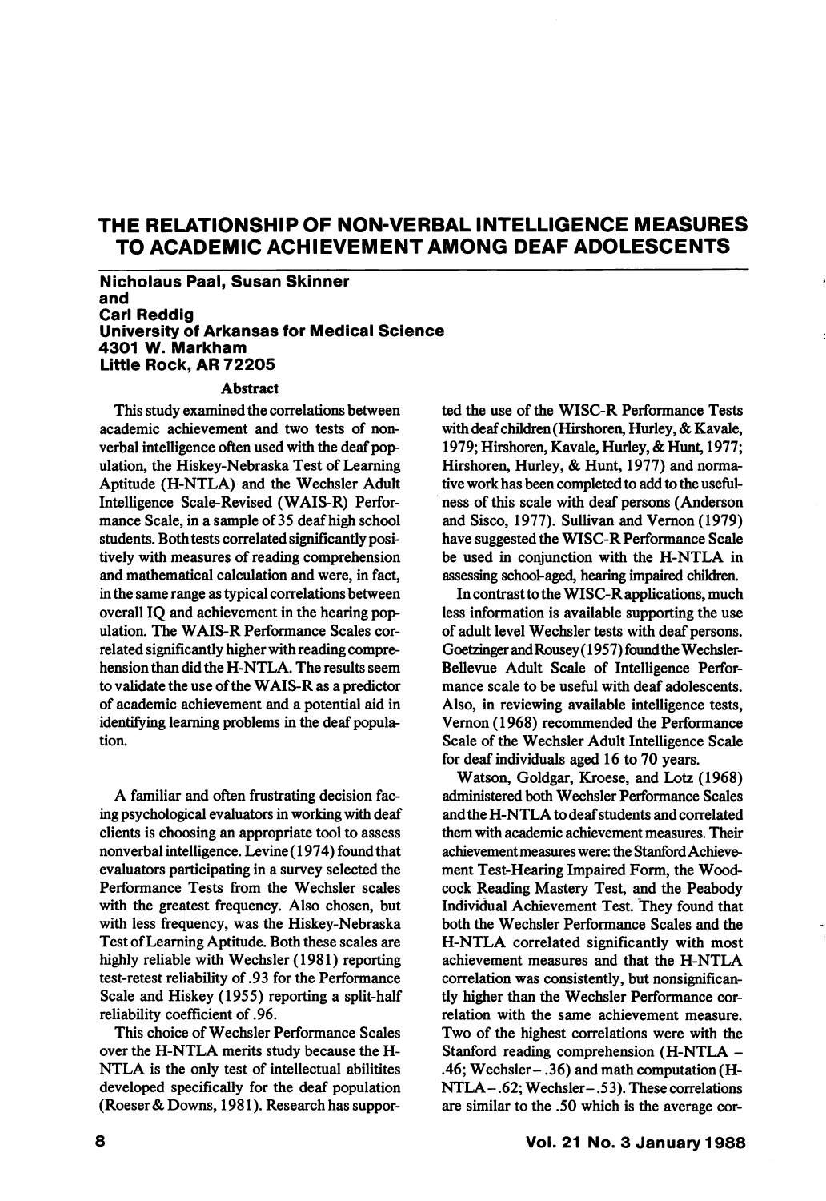# THE RELATIONSHIP OF NON-VERBAL INTELLIGENCE MEASURES TO ACADEMIC ACHIEVEMENT AMONG DEAF ADOLESCENTS

**Nicholaus Paal, Susan Skinner**
**and**
**Carl Reddig**
**University of Arkansas for Medical Science**
**4301 W. Markham**
**Little Rock, AR 72205**

## Abstract

This study examined the correlations between academic achievement and two tests of non-verbal intelligence often used with the deaf population, the Hiskey-Nebraska Test of Learning Aptitude (H-NTLA) and the Wechsler Adult Intelligence Scale-Revised (WAIS-R) Performance Scale, in a sample of 35 deaf high school students. Both tests correlated significantly positively with measures of reading comprehension and mathematical calculation and were, in fact, in the same range as typical correlations between overall IQ and achievement in the hearing population. The WAIS-R Performance Scales correlated significantly higher with reading comprehension than did the H-NTLA. The results seem to validate the use of the WAIS-R as a predictor of academic achievement and a potential aid in identifying learning problems in the deaf population.

A familiar and often frustrating decision facing psychological evaluators in working with deaf clients is choosing an appropriate tool to assess nonverbal intelligence. Levine (1974) found that evaluators participating in a survey selected the Performance Tests from the Wechsler scales with the greatest frequency. Also chosen, but with less frequency, was the Hiskey-Nebraska Test of Learning Aptitude. Both these scales are highly reliable with Wechsler (1981) reporting test-retest reliability of .93 for the Performance Scale and Hiskey (1955) reporting a split-half reliability coefficient of .96.

This choice of Wechsler Performance Scales over the H-NTLA merits study because the H-NTLA is the only test of intellectual abilitites developed specifically for the deaf population (Roeser & Downs, 1981). Research has supported the use of the WISC-R Performance Tests with deaf children (Hirshoren, Hurley, & Kavale, 1979; Hirshoren, Kavale, Hurley, & Hunt, 1977; Hirshoren, Hurley, & Hunt, 1977) and normative work has been completed to add to the usefulness of this scale with deaf persons (Anderson and Sisco, 1977). Sullivan and Vernon (1979) have suggested the WISC-R Performance Scale be used in conjunction with the H-NTLA in assessing school-aged, hearing impaired children.

In contrast to the WISC-R applications, much less information is available supporting the use of adult level Wechsler tests with deaf persons. Goetzinger and Rousey (1957) found the Wechsler-Bellevue Adult Scale of Intelligence Performance scale to be useful with deaf adolescents. Also, in reviewing available intelligence tests, Vernon (1968) recommended the Performance Scale of the Wechsler Adult Intelligence Scale for deaf individuals aged 16 to 70 years.

Watson, Goldgar, Kroese, and Lotz (1968) administered both Wechsler Performance Scales and the H-NTLA to deaf students and correlated them with academic achievement measures. Their achievement measures were: the Stanford Achievement Test-Hearing Impaired Form, the Woodcock Reading Mastery Test, and the Peabody Individual Achievement Test. They found that both the Wechsler Performance Scales and the H-NTLA correlated significantly with most achievement measures and that the H-NTLA correlation was consistently, but nonsignificantly higher than the Wechsler Performance correlation with the same achievement measure. Two of the highest correlations were with the Stanford reading comprehension (H-NTLA – .46; Wechsler – .36) and math computation (H-NTLA – .62; Wechsler – .53). These correlations are similar to the .50 which is the average cor-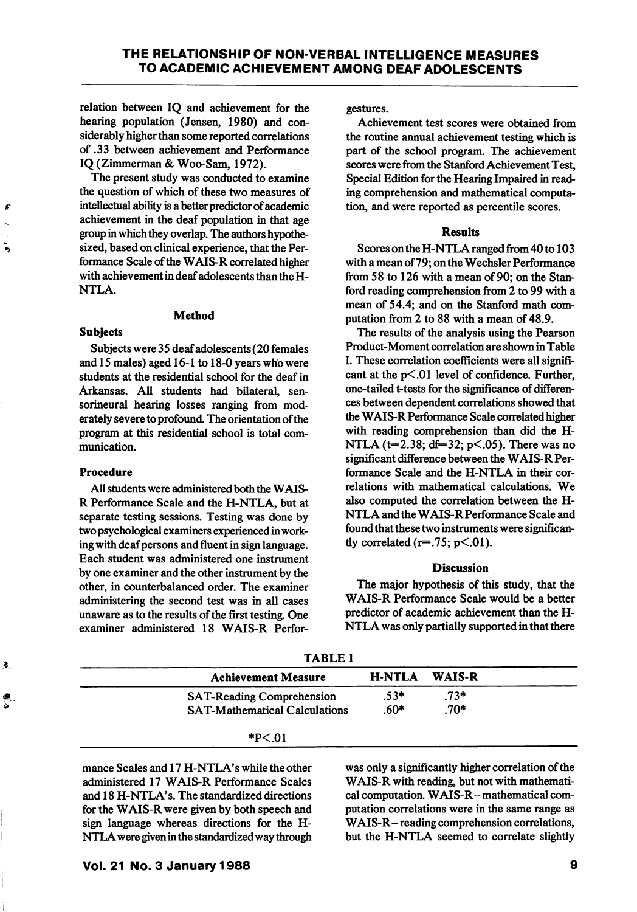relation between IQ and achievement for the hearing population (Jensen, 1980) and considerably higher than some reported correlations of .33 between achievement and Performance IQ (Zimmerman & Woo-Sam, 1972).

The present study was conducted to examine the question of which of these two measures of intellectual ability is a better predictor of academic achievement in the deaf population in that age group in which they overlap. The authors hypothesized, based on clinical experience, that the Performance Scale of the WAIS-R correlated higher with achievement in deaf adolescents than the H-NTLA.

### Method

#### Subjects

Subjects were 35 deaf adolescents (20 females and 15 males) aged 16-1 to 18-0 years who were students at the residential school for the deaf in Arkansas. All students had bilateral, sensorineural hearing losses ranging from moderately severe to profound. The orientation of the program at this residential school is total communication.

#### Procedure

All students were administered both the WAIS-R Performance Scale and the H-NTLA, but at separate testing sessions. Testing was done by two psychological examiners experienced in working with deaf persons and fluent in sign language. Each student was administered one instrument by one examiner and the other instrument by the other, in counterbalanced order. The examiner administering the second test was in all cases unaware as to the results of the first testing. One examiner administered 18 WAIS-R Performance Scales and 17 H-NTLA's while the other administered 17 WAIS-R Performance Scales and 18 H-NTLA's. The standardized directions for the WAIS-R were given by both speech and sign language whereas directions for the H-NTLA were given in the standardized way through gestures.

Achievement test scores were obtained from the routine annual achievement testing which is part of the school program. The achievement scores were from the Stanford Achievement Test, Special Edition for the Hearing Impaired in reading comprehension and mathematical computation, and were reported as percentile scores.

### Results

Scores on the H-NTLA ranged from 40 to 103 with a mean of 79; on the Wechsler Performance from 58 to 126 with a mean of 90; on the Stanford reading comprehension from 2 to 99 with a mean of 54.4; and on the Stanford math computation from 2 to 88 with a mean of 48.9.

The results of the analysis using the Pearson Product-Moment correlation are shown in Table I. These correlation coefficients were all significant at the $p < .01$ level of confidence. Further, one-tailed t-tests for the significance of differences between dependent correlations showed that the WAIS-R Performance Scale correlated higher with reading comprehension than did the H-NTLA ($t=2.38$; $df=32$; $p < .05$). There was no significant difference between the WAIS-R Performance Scale and the H-NTLA in their correlations with mathematical calculations. We also computed the correlation between the H-NTLA and the WAIS-R Performance Scale and found that these two instruments were significantly correlated ($r=.75$; $p < .01$).

**TABLE 1**

| Achievement Measure | H-NTLA | WAIS-R |
|---|---|---|
| SAT-Reading Comprehension | .53* | .73* |
| SAT-Mathematical Calculations | .60* | .70* |

*P<.01

### Discussion

The major hypothesis of this study, that the WAIS-R Performance Scale would be a better predictor of academic achievement than the H-NTLA was only partially supported in that there was only a significantly higher correlation of the WAIS-R with reading, but not with mathematical computation. WAIS-R – mathematical computation correlations were in the same range as WAIS-R – reading comprehension correlations, but the H-NTLA seemed to correlate slightly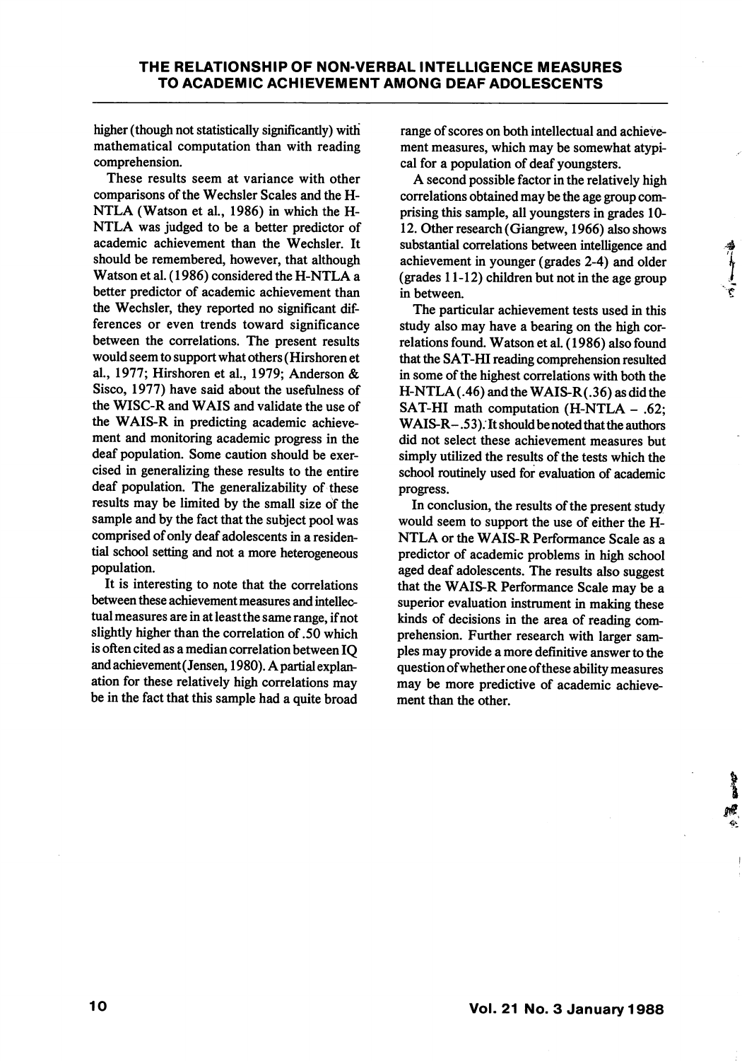higher (though not statistically significantly) with mathematical computation than with reading comprehension.

These results seem at variance with other comparisons of the Wechsler Scales and the H-NTLA (Watson et al., 1986) in which the H-NTLA was judged to be a better predictor of academic achievement than the Wechsler. It should be remembered, however, that although Watson et al. (1986) considered the H-NTLA a better predictor of academic achievement than the Wechsler, they reported no significant differences or even trends toward significance between the correlations. The present results would seem to support what others (Hirshoren et al., 1977; Hirshoren et al., 1979; Anderson & Sisco, 1977) have said about the usefulness of the WISC-R and WAIS and validate the use of the WAIS-R in predicting academic achievement and monitoring academic progress in the deaf population. Some caution should be exercised in generalizing these results to the entire deaf population. The generalizability of these results may be limited by the small size of the sample and by the fact that the subject pool was comprised of only deaf adolescents in a residential school setting and not a more heterogeneous population.

It is interesting to note that the correlations between these achievement measures and intellectual measures are in at least the same range, if not slightly higher than the correlation of .50 which is often cited as a median correlation between IQ and achievement (Jensen, 1980). A partial explanation for these relatively high correlations may be in the fact that this sample had a quite broad range of scores on both intellectual and achievement measures, which may be somewhat atypical for a population of deaf youngsters.

A second possible factor in the relatively high correlations obtained may be the age group comprising this sample, all youngsters in grades 10-12. Other research (Giangrew, 1966) also shows substantial correlations between intelligence and achievement in younger (grades 2-4) and older (grades 11-12) children but not in the age group in between.

The particular achievement tests used in this study also may have a bearing on the high correlations found. Watson et al. (1986) also found that the SAT-HI reading comprehension resulted in some of the highest correlations with both the H-NTLA (.46) and the WAIS-R (.36) as did the SAT-HI math computation (H-NTLA – .62; WAIS-R – .53). It should be noted that the authors did not select these achievement measures but simply utilized the results of the tests which the school routinely used for evaluation of academic progress.

In conclusion, the results of the present study would seem to support the use of either the H-NTLA or the WAIS-R Performance Scale as a predictor of academic problems in high school aged deaf adolescents. The results also suggest that the WAIS-R Performance Scale may be a superior evaluation instrument in making these kinds of decisions in the area of reading comprehension. Further research with larger samples may provide a more definitive answer to the question of whether one of these ability measures may be more predictive of academic achievement than the other.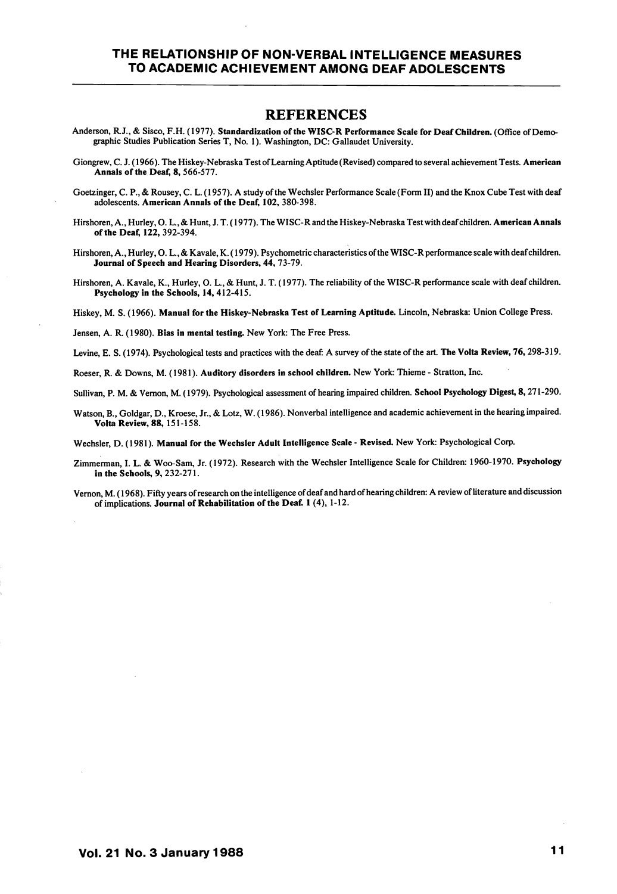## REFERENCES

Anderson, R.J., & Sisco, F.H. (1977). **Standardization of the WISC-R Performance Scale for Deaf Children.** (Office of Demographic Studies Publication Series T, No. 1). Washington, DC: Gallaudet University.

Giongrew, C. J. (1966). The Hiskey-Nebraska Test of Learning Aptitude (Revised) compared to several achievement Tests. **American Annals of the Deaf, 8,** 566-577.

Goetzinger, C. P., & Rousey, C. L. (1957). A study of the Wechsler Performance Scale (Form II) and the Knox Cube Test with deaf adolescents. **American Annals of the Deaf, 102,** 380-398.

Hirshoren, A., Hurley, O. L., & Hunt, J. T. (1977). The WISC-R and the Hiskey-Nebraska Test with deaf children. **American Annals of the Deaf, 122,** 392-394.

Hirshoren, A., Hurley, O. L., & Kavale, K. (1979). Psychometric characteristics of the WISC-R performance scale with deaf children. **Journal of Speech and Hearing Disorders, 44,** 73-79.

Hirshoren, A. Kavale, K., Hurley, O. L., & Hunt, J. T. (1977). The reliability of the WISC-R performance scale with deaf children. **Psychology in the Schools, 14,** 412-415.

Hiskey, M. S. (1966). **Manual for the Hiskey-Nebraska Test of Learning Aptitude.** Lincoln, Nebraska: Union College Press.

Jensen, A. R. (1980). **Bias in mental testing.** New York: The Free Press.

Levine, E. S. (1974). Psychological tests and practices with the deaf: A survey of the state of the art. **The Volta Review, 76,** 298-319.

Roeser, R. & Downs, M. (1981). **Auditory disorders in school children.** New York: Thieme - Stratton, Inc.

Sullivan, P. M. & Vernon, M. (1979). Psychological assessment of hearing impaired children. **School Psychology Digest, 8,** 271-290.

Watson, B., Goldgar, D., Kroese, Jr., & Lotz, W. (1986). Nonverbal intelligence and academic achievement in the hearing impaired. **Volta Review, 88,** 151-158.

Wechsler, D. (1981). **Manual for the Wechsler Adult Intelligence Scale - Revised.** New York: Psychological Corp.

Zimmerman, I. L. & Woo-Sam, Jr. (1972). Research with the Wechsler Intelligence Scale for Children: 1960-1970. **Psychology in the Schools, 9,** 232-271.

Vernon, M. (1968). Fifty years of research on the intelligence of deaf and hard of hearing children: A review of literature and discussion of implications. **Journal of Rehabilitation of the Deaf. 1** (4), 1-12.